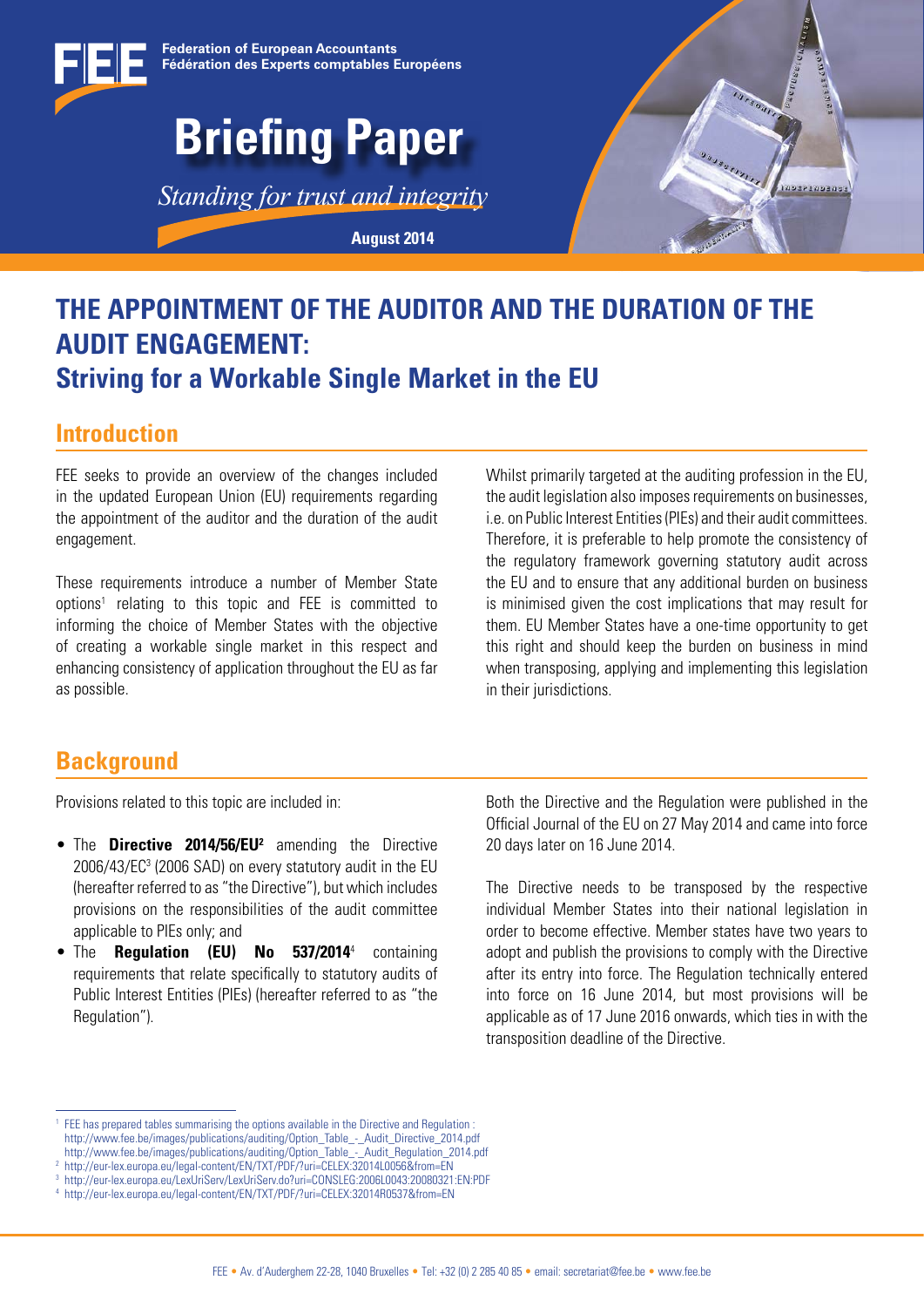Federation of European Accountants
Fédération des Experts comptables Européens

# Briefing Paper

*Standing for trust and integrity*

August 2014

# THE APPOINTMENT OF THE AUDITOR AND THE DURATION OF THE AUDIT ENGAGEMENT:
## Striving for a Workable Single Market in the EU

## Introduction

FEE seeks to provide an overview of the changes included in the updated European Union (EU) requirements regarding the appointment of the auditor and the duration of the audit engagement.

These requirements introduce a number of Member State options[1] relating to this topic and FEE is committed to informing the choice of Member States with the objective of creating a workable single market in this respect and enhancing consistency of application throughout the EU as far as possible.

Whilst primarily targeted at the auditing profession in the EU, the audit legislation also imposes requirements on businesses, i.e. on Public Interest Entities (PIEs) and their audit committees. Therefore, it is preferable to help promote the consistency of the regulatory framework governing statutory audit across the EU and to ensure that any additional burden on business is minimised given the cost implications that may result for them. EU Member States have a one-time opportunity to get this right and should keep the burden on business in mind when transposing, applying and implementing this legislation in their jurisdictions.

## Background

Provisions related to this topic are included in:

- The **Directive 2014/56/EU**[2] amending the Directive 2006/43/EC[3] (2006 SAD) on every statutory audit in the EU (hereafter referred to as "the Directive"), but which includes provisions on the responsibilities of the audit committee applicable to PIEs only; and
- The **Regulation (EU) No 537/2014**[4] containing requirements that relate specifically to statutory audits of Public Interest Entities (PIEs) (hereafter referred to as "the Regulation").

Both the Directive and the Regulation were published in the Official Journal of the EU on 27 May 2014 and came into force 20 days later on 16 June 2014.

The Directive needs to be transposed by the respective individual Member States into their national legislation in order to become effective. Member states have two years to adopt and publish the provisions to comply with the Directive after its entry into force. The Regulation technically entered into force on 16 June 2014, but most provisions will be applicable as of 17 June 2016 onwards, which ties in with the transposition deadline of the Directive.

---

[1] FEE has prepared tables summarising the options available in the Directive and Regulation :
http://www.fee.be/images/publications/auditing/Option_Table_-_Audit_Directive_2014.pdf
http://www.fee.be/images/publications/auditing/Option_Table_-_Audit_Regulation_2014.pdf

[2] http://eur-lex.europa.eu/legal-content/EN/TXT/PDF/?uri=CELEX:32014L0056&from=EN

[3] http://eur-lex.europa.eu/LexUriServ/LexUriServ.do?uri=CONSLEG:2006L0043:20080321:EN:PDF

[4] http://eur-lex.europa.eu/legal-content/EN/TXT/PDF/?uri=CELEX:32014R0537&from=EN

FEE • Av. d'Auderghem 22-28, 1040 Bruxelles • Tel: +32 (0) 2 285 40 85 • email: secretariat@fee.be • www.fee.be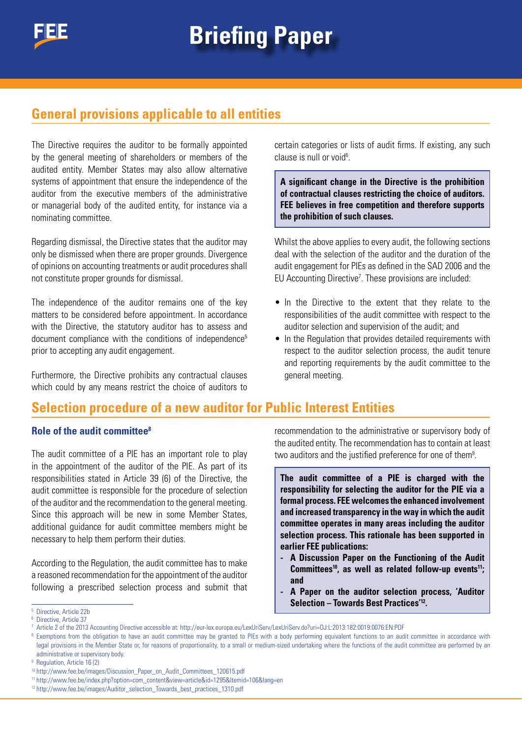## General provisions applicable to all entities

The Directive requires the auditor to be formally appointed by the general meeting of shareholders or members of the audited entity. Member States may also allow alternative systems of appointment that ensure the independence of the auditor from the executive members of the administrative or managerial body of the audited entity, for instance via a nominating committee.

Regarding dismissal, the Directive states that the auditor may only be dismissed when there are proper grounds. Divergence of opinions on accounting treatments or audit procedures shall not constitute proper grounds for dismissal.

The independence of the auditor remains one of the key matters to be considered before appointment. In accordance with the Directive, the statutory auditor has to assess and document compliance with the conditions of independence[5] prior to accepting any audit engagement.

Furthermore, the Directive prohibits any contractual clauses which could by any means restrict the choice of auditors to certain categories or lists of audit firms. If existing, any such clause is null or void[6].

> **A significant change in the Directive is the prohibition of contractual clauses restricting the choice of auditors. FEE believes in free competition and therefore supports the prohibition of such clauses.**

Whilst the above applies to every audit, the following sections deal with the selection of the auditor and the duration of the audit engagement for PIEs as defined in the SAD 2006 and the EU Accounting Directive[7]. These provisions are included:

- In the Directive to the extent that they relate to the responsibilities of the audit committee with respect to the auditor selection and supervision of the audit; and
- In the Regulation that provides detailed requirements with respect to the auditor selection process, the audit tenure and reporting requirements by the audit committee to the general meeting.

## Selection procedure of a new auditor for Public Interest Entities

### Role of the audit committee[8]

The audit committee of a PIE has an important role to play in the appointment of the auditor of the PIE. As part of its responsibilities stated in Article 39 (6) of the Directive, the audit committee is responsible for the procedure of selection of the auditor and the recommendation to the general meeting. Since this approach will be new in some Member States, additional guidance for audit committee members might be necessary to help them perform their duties.

According to the Regulation, the audit committee has to make a reasoned recommendation for the appointment of the auditor following a prescribed selection process and submit that recommendation to the administrative or supervisory body of the audited entity. The recommendation has to contain at least two auditors and the justified preference for one of them[9].

> **The audit committee of a PIE is charged with the responsibility for selecting the auditor for the PIE via a formal process. FEE welcomes the enhanced involvement and increased transparency in the way in which the audit committee operates in many areas including the auditor selection process. This rationale has been supported in earlier FEE publications:**
>
> - **A Discussion Paper on the Functioning of the Audit Committees[10], as well as related follow-up events[11]; and**
> - **A Paper on the auditor selection process, 'Auditor Selection – Towards Best Practices'[12].**

[5] Directive, Article 22b

[6] Directive, Article 37

[7] Article 2 of the 2013 Accounting Directive accessible at: http://eur-lex.europa.eu/LexUriServ/LexUriServ.do?uri=OJ:L:2013:182:0019:0076:EN:PDF

[8] Exemptions from the obligation to have an audit committee may be granted to PIEs with a body performing equivalent functions to an audit committee in accordance with legal provisions in the Member State or, for reasons of proportionality, to a small or medium-sized undertaking where the functions of the audit committee are performed by an administrative or supervisory body.

[9] Regulation, Article 16 (2)

[10] http://www.fee.be/images/Discussion_Paper_on_Audit_Committees_120615.pdf

[11] http://www.fee.be/index.php?option=com_content&view=article&id=1295&Itemid=106&lang=en

[12] http://www.fee.be/images/Auditor_selection_Towards_best_practices_1310.pdf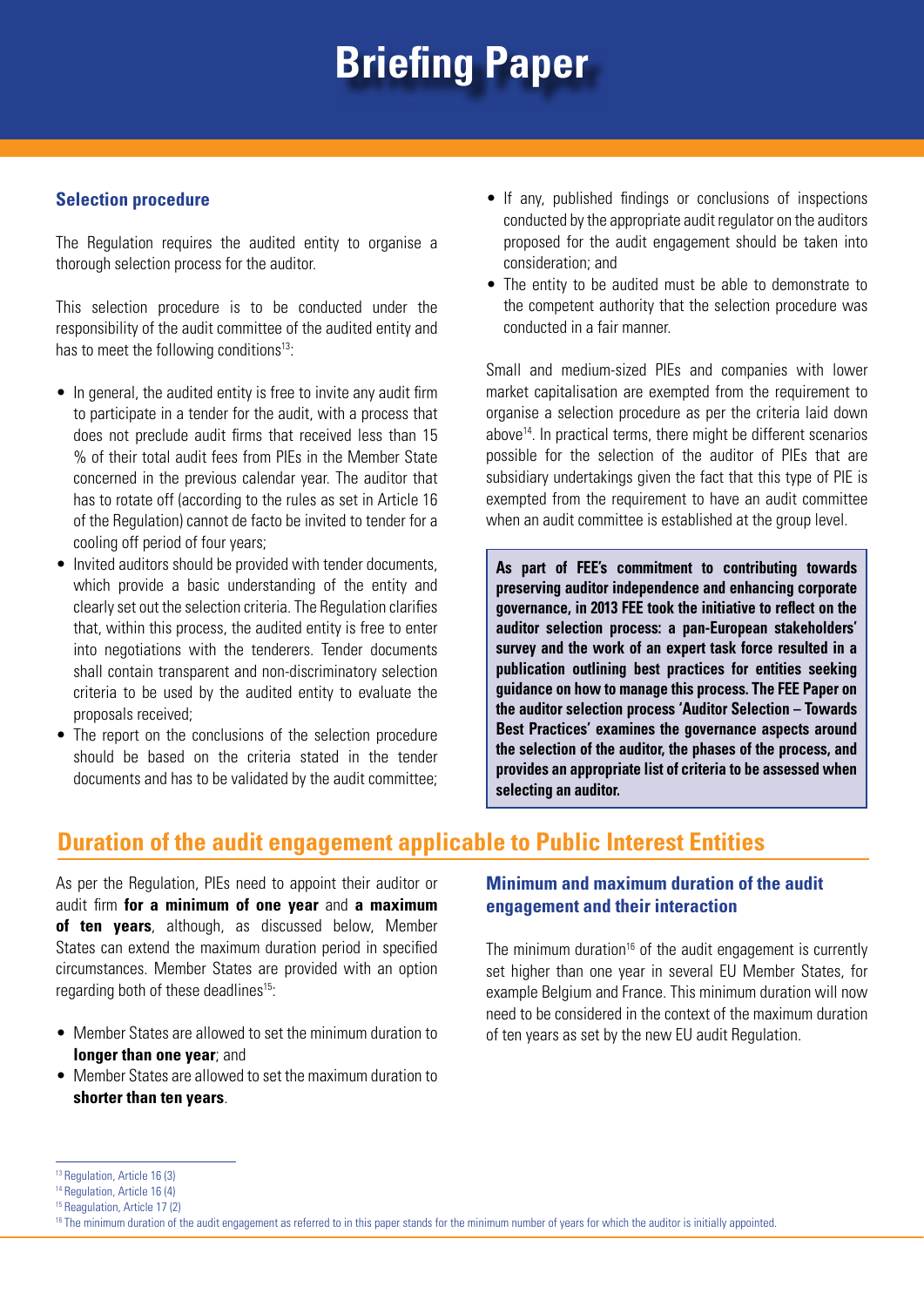### Selection procedure

The Regulation requires the audited entity to organise a thorough selection process for the auditor.

This selection procedure is to be conducted under the responsibility of the audit committee of the audited entity and has to meet the following conditions[13]:

- In general, the audited entity is free to invite any audit firm to participate in a tender for the audit, with a process that does not preclude audit firms that received less than 15 % of their total audit fees from PIEs in the Member State concerned in the previous calendar year. The auditor that has to rotate off (according to the rules as set in Article 16 of the Regulation) cannot de facto be invited to tender for a cooling off period of four years;
- Invited auditors should be provided with tender documents, which provide a basic understanding of the entity and clearly set out the selection criteria. The Regulation clarifies that, within this process, the audited entity is free to enter into negotiations with the tenderers. Tender documents shall contain transparent and non-discriminatory selection criteria to be used by the audited entity to evaluate the proposals received;
- The report on the conclusions of the selection procedure should be based on the criteria stated in the tender documents and has to be validated by the audit committee;
- If any, published findings or conclusions of inspections conducted by the appropriate audit regulator on the auditors proposed for the audit engagement should be taken into consideration; and
- The entity to be audited must be able to demonstrate to the competent authority that the selection procedure was conducted in a fair manner.

Small and medium-sized PIEs and companies with lower market capitalisation are exempted from the requirement to organise a selection procedure as per the criteria laid down above[14]. In practical terms, there might be different scenarios possible for the selection of the auditor of PIEs that are subsidiary undertakings given the fact that this type of PIE is exempted from the requirement to have an audit committee when an audit committee is established at the group level.

**As part of FEE's commitment to contributing towards preserving auditor independence and enhancing corporate governance, in 2013 FEE took the initiative to reflect on the auditor selection process: a pan-European stakeholders' survey and the work of an expert task force resulted in a publication outlining best practices for entities seeking guidance on how to manage this process. The FEE Paper on the auditor selection process 'Auditor Selection – Towards Best Practices' examines the governance aspects around the selection of the auditor, the phases of the process, and provides an appropriate list of criteria to be assessed when selecting an auditor.**

## Duration of the audit engagement applicable to Public Interest Entities

As per the Regulation, PIEs need to appoint their auditor or audit firm **for a minimum of one year** and **a maximum of ten years**, although, as discussed below, Member States can extend the maximum duration period in specified circumstances. Member States are provided with an option regarding both of these deadlines[15]:

- Member States are allowed to set the minimum duration to **longer than one year**; and
- Member States are allowed to set the maximum duration to **shorter than ten years**.

### Minimum and maximum duration of the audit engagement and their interaction

The minimum duration[16] of the audit engagement is currently set higher than one year in several EU Member States, for example Belgium and France. This minimum duration will now need to be considered in the context of the maximum duration of ten years as set by the new EU audit Regulation.

---

[13] Regulation, Article 16 (3)

[14] Regulation, Article 16 (4)

[15] Reagulation, Article 17 (2)

[16] The minimum duration of the audit engagement as referred to in this paper stands for the minimum number of years for which the auditor is initially appointed.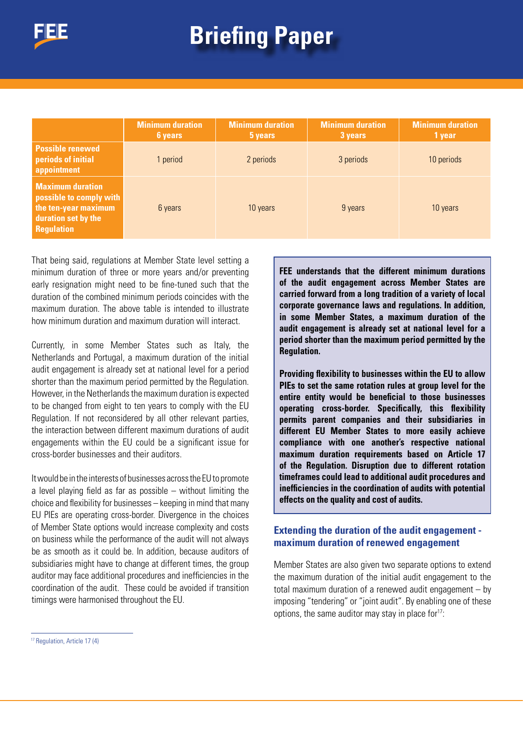| | Minimum duration 6 years | Minimum duration 5 years | Minimum duration 3 years | Minimum duration 1 year |
|---|---|---|---|---|
| **Possible renewed periods of initial appointment** | 1 period | 2 periods | 3 periods | 10 periods |
| **Maximum duration possible to comply with the ten-year maximum duration set by the Regulation** | 6 years | 10 years | 9 years | 10 years |

That being said, regulations at Member State level setting a minimum duration of three or more years and/or preventing early resignation might need to be fine-tuned such that the duration of the combined minimum periods coincides with the maximum duration. The above table is intended to illustrate how minimum duration and maximum duration will interact.

Currently, in some Member States such as Italy, the Netherlands and Portugal, a maximum duration of the initial audit engagement is already set at national level for a period shorter than the maximum period permitted by the Regulation. However, in the Netherlands the maximum duration is expected to be changed from eight to ten years to comply with the EU Regulation. If not reconsidered by all other relevant parties, the interaction between different maximum durations of audit engagements within the EU could be a significant issue for cross-border businesses and their auditors.

It would be in the interests of businesses across the EU to promote a level playing field as far as possible – without limiting the choice and flexibility for businesses – keeping in mind that many EU PIEs are operating cross-border. Divergence in the choices of Member State options would increase complexity and costs on business while the performance of the audit will not always be as smooth as it could be. In addition, because auditors of subsidiaries might have to change at different times, the group auditor may face additional procedures and inefficiencies in the coordination of the audit. These could be avoided if transition timings were harmonised throughout the EU.

**FEE understands that the different minimum durations of the audit engagement across Member States are carried forward from a long tradition of a variety of local corporate governance laws and regulations. In addition, in some Member States, a maximum duration of the audit engagement is already set at national level for a period shorter than the maximum period permitted by the Regulation.**

**Providing flexibility to businesses within the EU to allow PIEs to set the same rotation rules at group level for the entire entity would be beneficial to those businesses operating cross-border. Specifically, this flexibility permits parent companies and their subsidiaries in different EU Member States to more easily achieve compliance with one another's respective national maximum duration requirements based on Article 17 of the Regulation. Disruption due to different rotation timeframes could lead to additional audit procedures and inefficiencies in the coordination of audits with potential effects on the quality and cost of audits.**

## Extending the duration of the audit engagement - maximum duration of renewed engagement

Member States are also given two separate options to extend the maximum duration of the initial audit engagement to the total maximum duration of a renewed audit engagement – by imposing "tendering" or "joint audit". By enabling one of these options, the same auditor may stay in place for[17]:

[17] Regulation, Article 17 (4)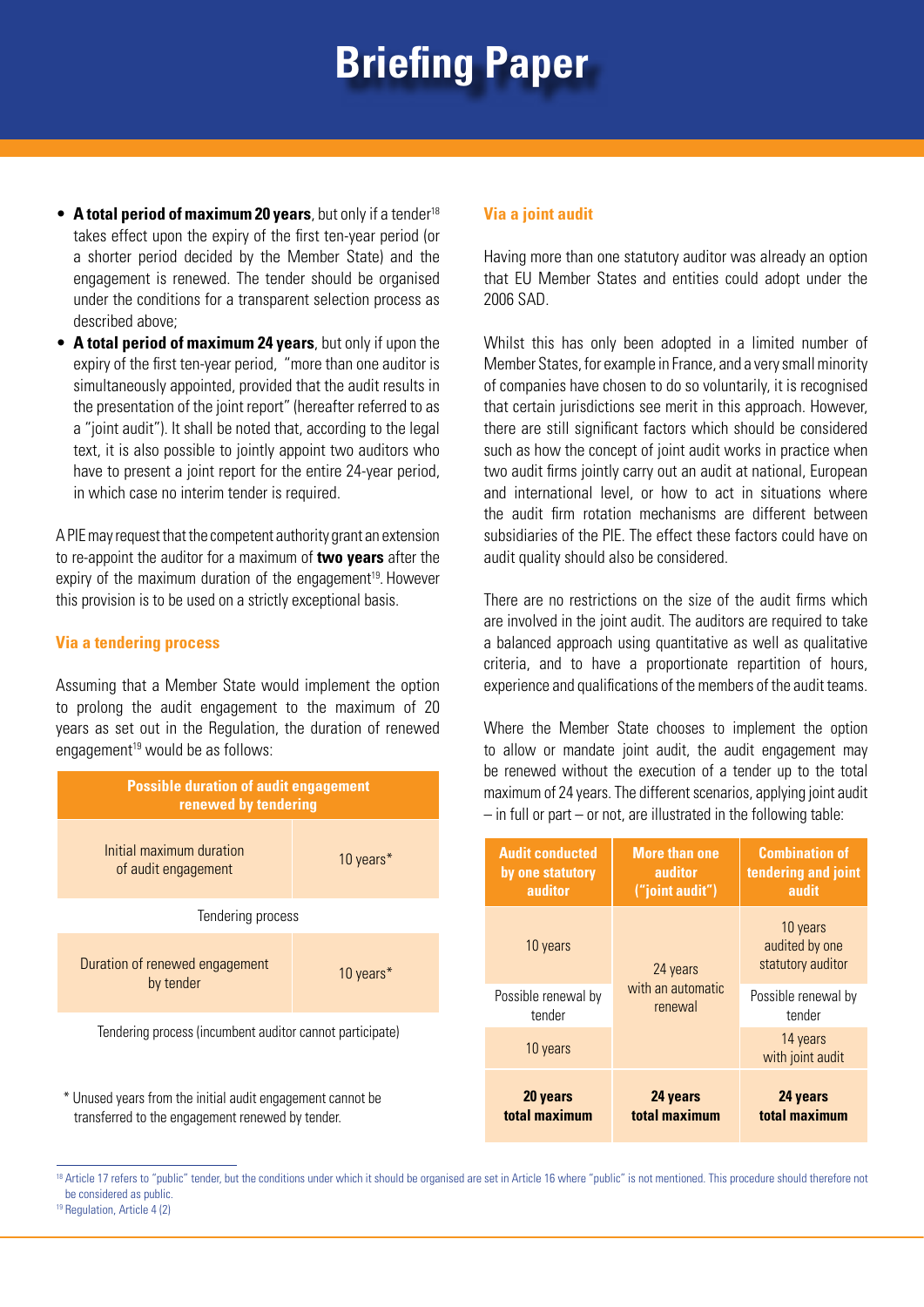- **A total period of maximum 20 years**, but only if a tender[18] takes effect upon the expiry of the first ten-year period (or a shorter period decided by the Member State) and the engagement is renewed. The tender should be organised under the conditions for a transparent selection process as described above;
- **A total period of maximum 24 years**, but only if upon the expiry of the first ten-year period, "more than one auditor is simultaneously appointed, provided that the audit results in the presentation of the joint report" (hereafter referred to as a "joint audit"). It shall be noted that, according to the legal text, it is also possible to jointly appoint two auditors who have to present a joint report for the entire 24-year period, in which case no interim tender is required.

A PIE may request that the competent authority grant an extension to re-appoint the auditor for a maximum of **two years** after the expiry of the maximum duration of the engagement[19]. However this provision is to be used on a strictly exceptional basis.

### Via a tendering process

Assuming that a Member State would implement the option to prolong the audit engagement to the maximum of 20 years as set out in the Regulation, the duration of renewed engagement[19] would be as follows:

| Possible duration of audit engagement renewed by tendering | |
|---|---|
| Initial maximum duration of audit engagement | 10 years* |
| Tendering process | |
| Duration of renewed engagement by tender | 10 years* |
| Tendering process (incumbent auditor cannot participate) | |

\* Unused years from the initial audit engagement cannot be transferred to the engagement renewed by tender.

### Via a joint audit

Having more than one statutory auditor was already an option that EU Member States and entities could adopt under the 2006 SAD.

Whilst this has only been adopted in a limited number of Member States, for example in France, and a very small minority of companies have chosen to do so voluntarily, it is recognised that certain jurisdictions see merit in this approach. However, there are still significant factors which should be considered such as how the concept of joint audit works in practice when two audit firms jointly carry out an audit at national, European and international level, or how to act in situations where the audit firm rotation mechanisms are different between subsidiaries of the PIE. The effect these factors could have on audit quality should also be considered.

There are no restrictions on the size of the audit firms which are involved in the joint audit. The auditors are required to take a balanced approach using quantitative as well as qualitative criteria, and to have a proportionate repartition of hours, experience and qualifications of the members of the audit teams.

Where the Member State chooses to implement the option to allow or mandate joint audit, the audit engagement may be renewed without the execution of a tender up to the total maximum of 24 years. The different scenarios, applying joint audit – in full or part – or not, are illustrated in the following table:

| Audit conducted by one statutory auditor | More than one auditor ("joint audit") | Combination of tendering and joint audit |
|---|---|---|
| 10 years | 24 years with an automatic renewal | 10 years audited by one statutory auditor |
| Possible renewal by tender | | Possible renewal by tender |
| 10 years | | 14 years with joint audit |
| **20 years total maximum** | **24 years total maximum** | **24 years total maximum** |

---

[18] Article 17 refers to "public" tender, but the conditions under which it should be organised are set in Article 16 where "public" is not mentioned. This procedure should therefore not be considered as public.

[19] Regulation, Article 4 (2)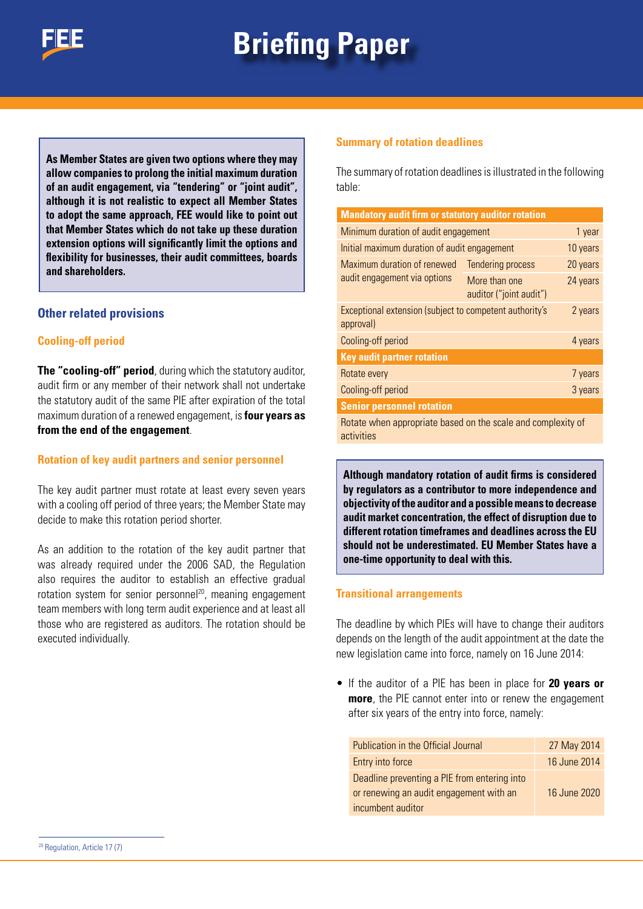As Member States are given two options where they may allow companies to prolong the initial maximum duration of an audit engagement, via "tendering" or "joint audit", although it is not realistic to expect all Member States to adopt the same approach, FEE would like to point out that Member States which do not take up these duration extension options will significantly limit the options and flexibility for businesses, their audit committees, boards and shareholders.

## Other related provisions

### Cooling-off period

**The "cooling-off" period**, during which the statutory auditor, audit firm or any member of their network shall not undertake the statutory audit of the same PIE after expiration of the total maximum duration of a renewed engagement, is **four years as from the end of the engagement**.

### Rotation of key audit partners and senior personnel

The key audit partner must rotate at least every seven years with a cooling off period of three years; the Member State may decide to make this rotation period shorter.

As an addition to the rotation of the key audit partner that was already required under the 2006 SAD, the Regulation also requires the auditor to establish an effective gradual rotation system for senior personnel[20], meaning engagement team members with long term audit experience and at least all those who are registered as auditors. The rotation should be executed individually.

### Summary of rotation deadlines

The summary of rotation deadlines is illustrated in the following table:

| **Mandatory audit firm or statutory auditor rotation** | | |
|---|---|---|
| Minimum duration of audit engagement | | 1 year |
| Initial maximum duration of audit engagement | | 10 years |
| Maximum duration of renewed audit engagement via options | Tendering process | 20 years |
| | More than one auditor ("joint audit") | 24 years |
| Exceptional extension (subject to competent authority's approval) | | 2 years |
| Cooling-off period | | 4 years |
| **Key audit partner rotation** | | |
| Rotate every | | 7 years |
| Cooling-off period | | 3 years |
| **Senior personnel rotation** | | |
| Rotate when appropriate based on the scale and complexity of activities | | |

**Although mandatory rotation of audit firms is considered by regulators as a contributor to more independence and objectivity of the auditor and a possible means to decrease audit market concentration, the effect of disruption due to different rotation timeframes and deadlines across the EU should not be underestimated. EU Member States have a one-time opportunity to deal with this.**

### Transitional arrangements

The deadline by which PIEs will have to change their auditors depends on the length of the audit appointment at the date the new legislation came into force, namely on 16 June 2014:

- If the auditor of a PIE has been in place for **20 years or more**, the PIE cannot enter into or renew the engagement after six years of the entry into force, namely:

| Publication in the Official Journal | 27 May 2014 |
|---|---|
| Entry into force | 16 June 2014 |
| Deadline preventing a PIE from entering into or renewing an audit engagement with an incumbent auditor | 16 June 2020 |

[20] Regulation, Article 17 (7)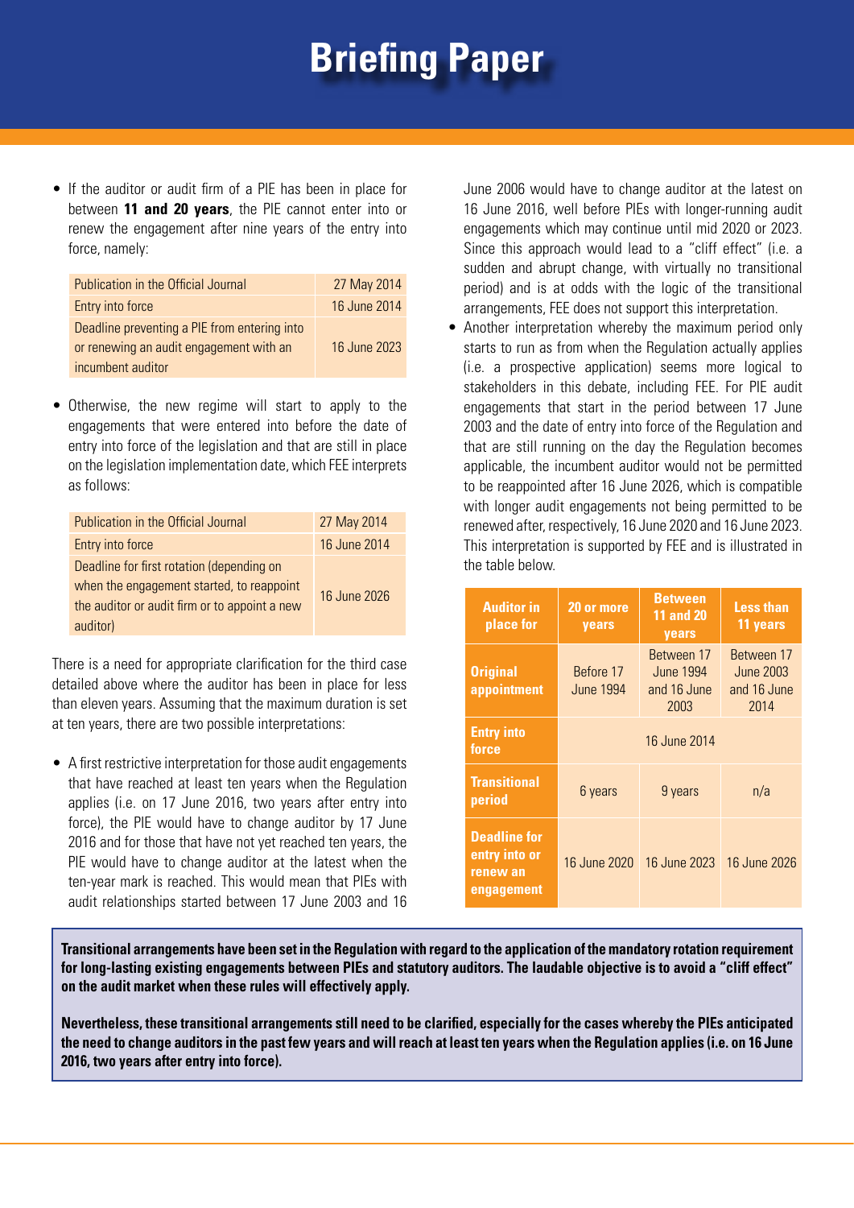- If the auditor or audit firm of a PIE has been in place for between **11 and 20 years**, the PIE cannot enter into or renew the engagement after nine years of the entry into force, namely:

| | |
|---|---|
| Publication in the Official Journal | 27 May 2014 |
| Entry into force | 16 June 2014 |
| Deadline preventing a PIE from entering into or renewing an audit engagement with an incumbent auditor | 16 June 2023 |

- Otherwise, the new regime will start to apply to the engagements that were entered into before the date of entry into force of the legislation and that are still in place on the legislation implementation date, which FEE interprets as follows:

| | |
|---|---|
| Publication in the Official Journal | 27 May 2014 |
| Entry into force | 16 June 2014 |
| Deadline for first rotation (depending on when the engagement started, to reappoint the auditor or audit firm or to appoint a new auditor) | 16 June 2026 |

There is a need for appropriate clarification for the third case detailed above where the auditor has been in place for less than eleven years. Assuming that the maximum duration is set at ten years, there are two possible interpretations:

- A first restrictive interpretation for those audit engagements that have reached at least ten years when the Regulation applies (i.e. on 17 June 2016, two years after entry into force), the PIE would have to change auditor by 17 June 2016 and for those that have not yet reached ten years, the PIE would have to change auditor at the latest when the ten-year mark is reached. This would mean that PIEs with audit relationships started between 17 June 2003 and 16 June 2006 would have to change auditor at the latest on 16 June 2016, well before PIEs with longer-running audit engagements which may continue until mid 2020 or 2023. Since this approach would lead to a "cliff effect" (i.e. a sudden and abrupt change, with virtually no transitional period) and is at odds with the logic of the transitional arrangements, FEE does not support this interpretation.
- Another interpretation whereby the maximum period only starts to run as from when the Regulation actually applies (i.e. a prospective application) seems more logical to stakeholders in this debate, including FEE. For PIE audit engagements that start in the period between 17 June 2003 and the date of entry into force of the Regulation and that are still running on the day the Regulation becomes applicable, the incumbent auditor would not be permitted to be reappointed after 16 June 2026, which is compatible with longer audit engagements not being permitted to be renewed after, respectively, 16 June 2020 and 16 June 2023. This interpretation is supported by FEE and is illustrated in the table below.

| Auditor in place for | 20 or more years | Between 11 and 20 years | Less than 11 years |
|---|---|---|---|
| **Original appointment** | Before 17 June 1994 | Between 17 June 1994 and 16 June 2003 | Between 17 June 2003 and 16 June 2014 |
| **Entry into force** | 16 June 2014 | | |
| **Transitional period** | 6 years | 9 years | n/a |
| **Deadline for entry into or renew an engagement** | 16 June 2020 | 16 June 2023 | 16 June 2026 |

**Transitional arrangements have been set in the Regulation with regard to the application of the mandatory rotation requirement for long-lasting existing engagements between PIEs and statutory auditors. The laudable objective is to avoid a "cliff effect" on the audit market when these rules will effectively apply.**

**Nevertheless, these transitional arrangements still need to be clarified, especially for the cases whereby the PIEs anticipated the need to change auditors in the past few years and will reach at least ten years when the Regulation applies (i.e. on 16 June 2016, two years after entry into force).**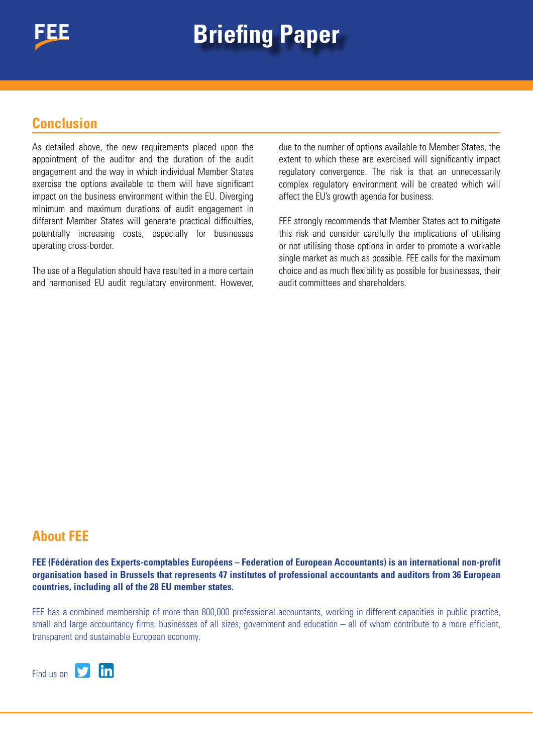## Conclusion

As detailed above, the new requirements placed upon the appointment of the auditor and the duration of the audit engagement and the way in which individual Member States exercise the options available to them will have significant impact on the business environment within the EU. Diverging minimum and maximum durations of audit engagement in different Member States will generate practical difficulties, potentially increasing costs, especially for businesses operating cross-border.

The use of a Regulation should have resulted in a more certain and harmonised EU audit regulatory environment. However, due to the number of options available to Member States, the extent to which these are exercised will significantly impact regulatory convergence. The risk is that an unnecessarily complex regulatory environment will be created which will affect the EU's growth agenda for business.

FEE strongly recommends that Member States act to mitigate this risk and consider carefully the implications of utilising or not utilising those options in order to promote a workable single market as much as possible. FEE calls for the maximum choice and as much flexibility as possible for businesses, their audit committees and shareholders.

## About FEE

**FEE (Fédération des Experts-comptables Européens – Federation of European Accountants) is an international non-profit organisation based in Brussels that represents 47 institutes of professional accountants and auditors from 36 European countries, including all of the 28 EU member states.**

FEE has a combined membership of more than 800,000 professional accountants, working in different capacities in public practice, small and large accountancy firms, businesses of all sizes, government and education – all of whom contribute to a more efficient, transparent and sustainable European economy.

Find us on